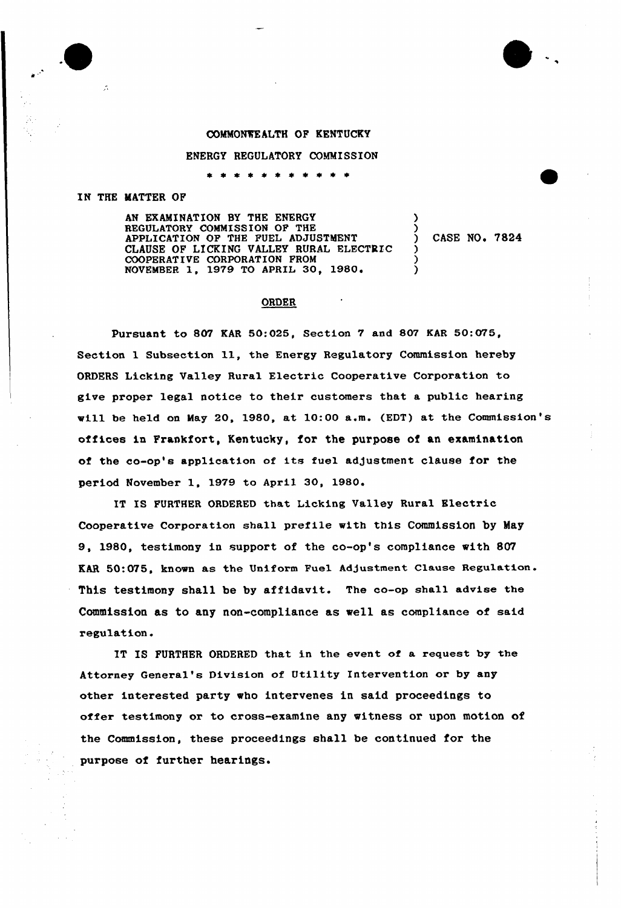COMMONWEALTH OF KENTUCKY

ENERGY REGULATORY COMMISSION

\* \* \* \* \* \* \* \* \* \* \*

IN THE MATTER OF

| | |
|---|---|
| AN EXAMINATION BY THE ENERGY REGULATORY COMMISSION OF THE APPLICATION OF THE FUEL ADJUSTMENT CLAUSE OF LICKING VALLEY RURAL ELECTRIC COOPERATIVE CORPORATION FROM NOVEMBER 1, 1979 TO APRIL 30, 1980. | CASE NO. 7824 |

## ORDER

Pursuant to 807 KAR 50:025, Section 7 and 807 KAR 50:075, Section 1 Subsection 11, the Energy Regulatory Commission hereby ORDERS Licking Valley Rural Electric Cooperative Corporation to give proper legal notice to their customers that a public hearing will be held on May 20, 1980, at 10:00 a.m. (EDT) at the Commission's offices in Frankfort, Kentucky, for the purpose of an examination of the co-op's application of its fuel adjustment clause for the period November 1, 1979 to April 30, 1980.

IT IS FURTHER ORDERED that Licking Valley Rural Electric Cooperative Corporation shall prefile with this Commission by May 9, 1980, testimony in support of the co-op's compliance with 807 KAR 50:075, known as the Uniform Fuel Adjustment Clause Regulation. This testimony shall be by affidavit. The co-op shall advise the Commission as to any non-compliance as well as compliance of said regulation.

IT IS FURTHER ORDERED that in the event of a request by the Attorney General's Division of Utility Intervention or by any other interested party who intervenes in said proceedings to offer testimony or to cross-examine any witness or upon motion of the Commission, these proceedings shall be continued for the purpose of further hearings.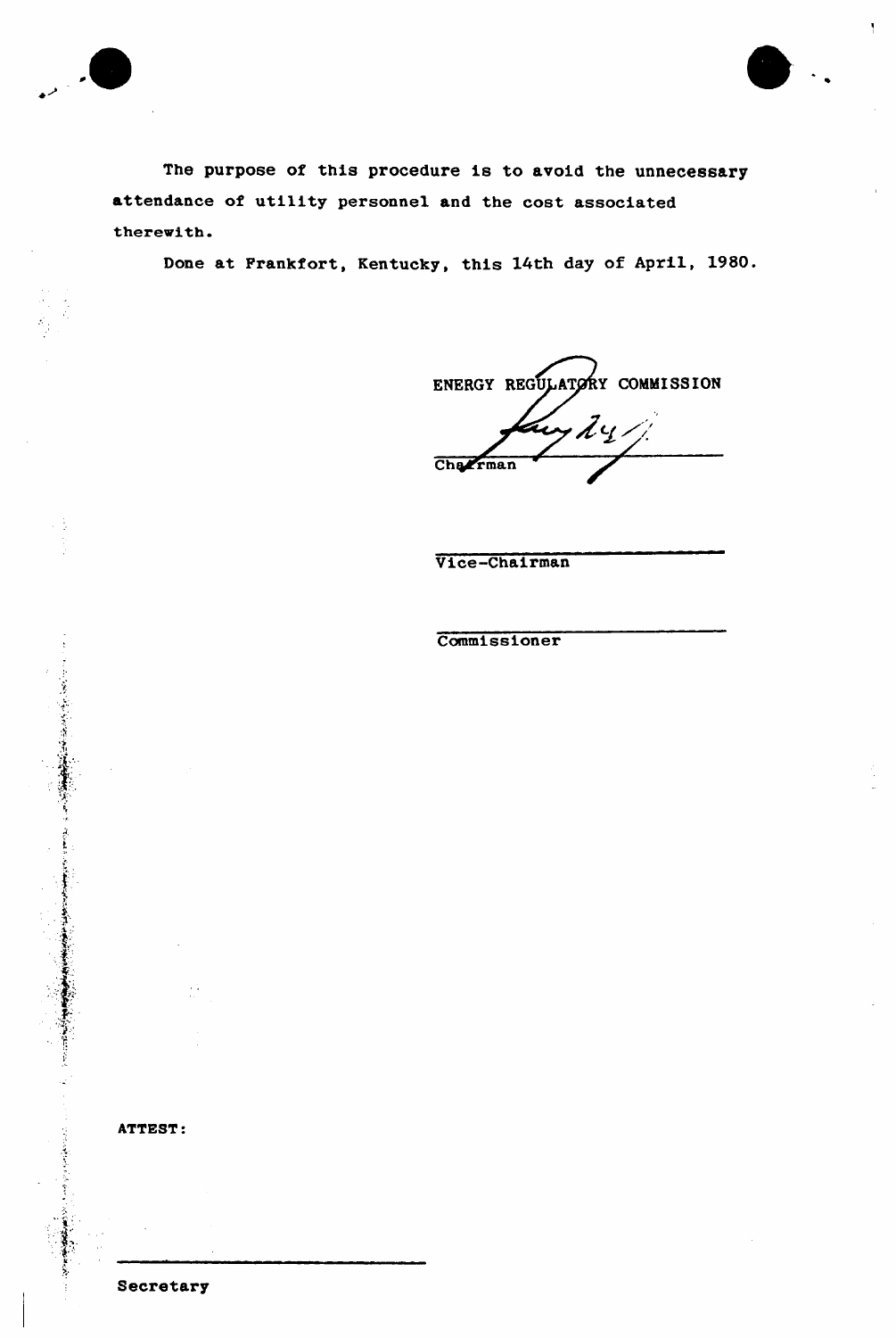The purpose of this procedure is to avoid the unnecessary attendance of utility personnel and the cost associated therewith.

Done at Frankfort, Kentucky, this 14th day of April, 1980.

ENERGY REGULATORY COMMISSION

Chairman

Vice-Chairman

Commissioner

ATTEST:

Secretary